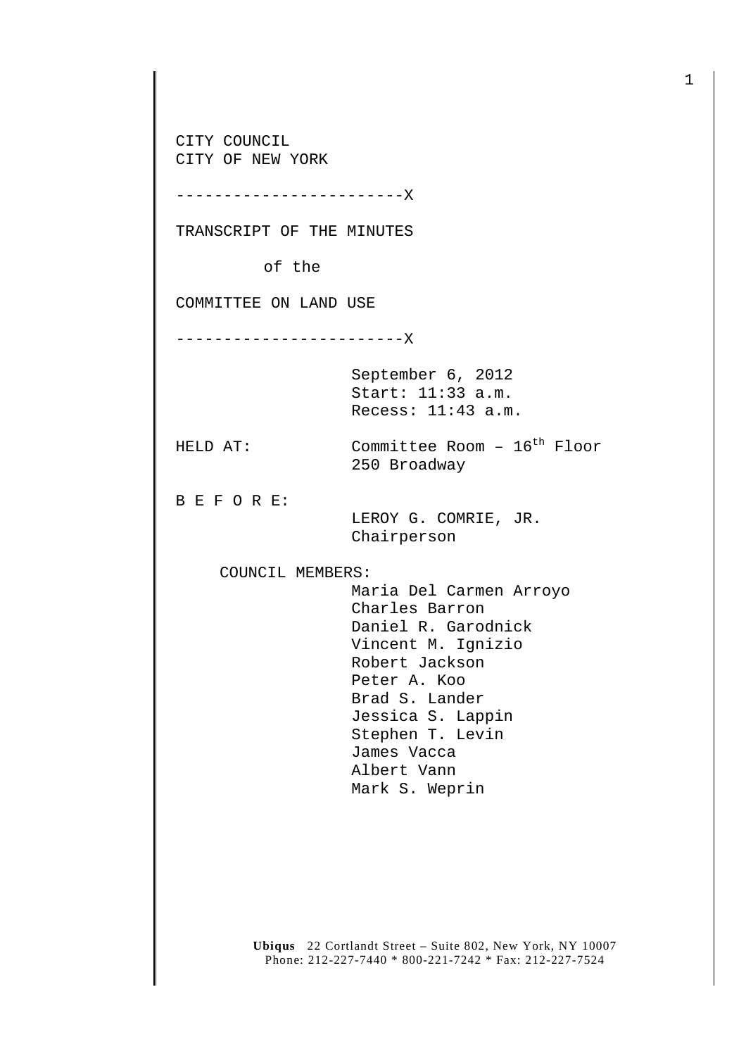CITY COUNCIL
CITY OF NEW YORK

------------------------X

TRANSCRIPT OF THE MINUTES

of the

COMMITTEE ON LAND USE

------------------------X

September 6, 2012
Start: 11:33 a.m.
Recess: 11:43 a.m.

HELD AT: Committee Room – 16th Floor
250 Broadway

B E F O R E:

LEROY G. COMRIE, JR.
Chairperson

COUNCIL MEMBERS:

Maria Del Carmen Arroyo
Charles Barron
Daniel R. Garodnick
Vincent M. Ignizio
Robert Jackson
Peter A. Koo
Brad S. Lander
Jessica S. Lappin
Stephen T. Levin
James Vacca
Albert Vann
Mark S. Weprin

**Ubiqus** 22 Cortlandt Street – Suite 802, New York, NY 10007
Phone: 212-227-7440 * 800-221-7242 * Fax: 212-227-7524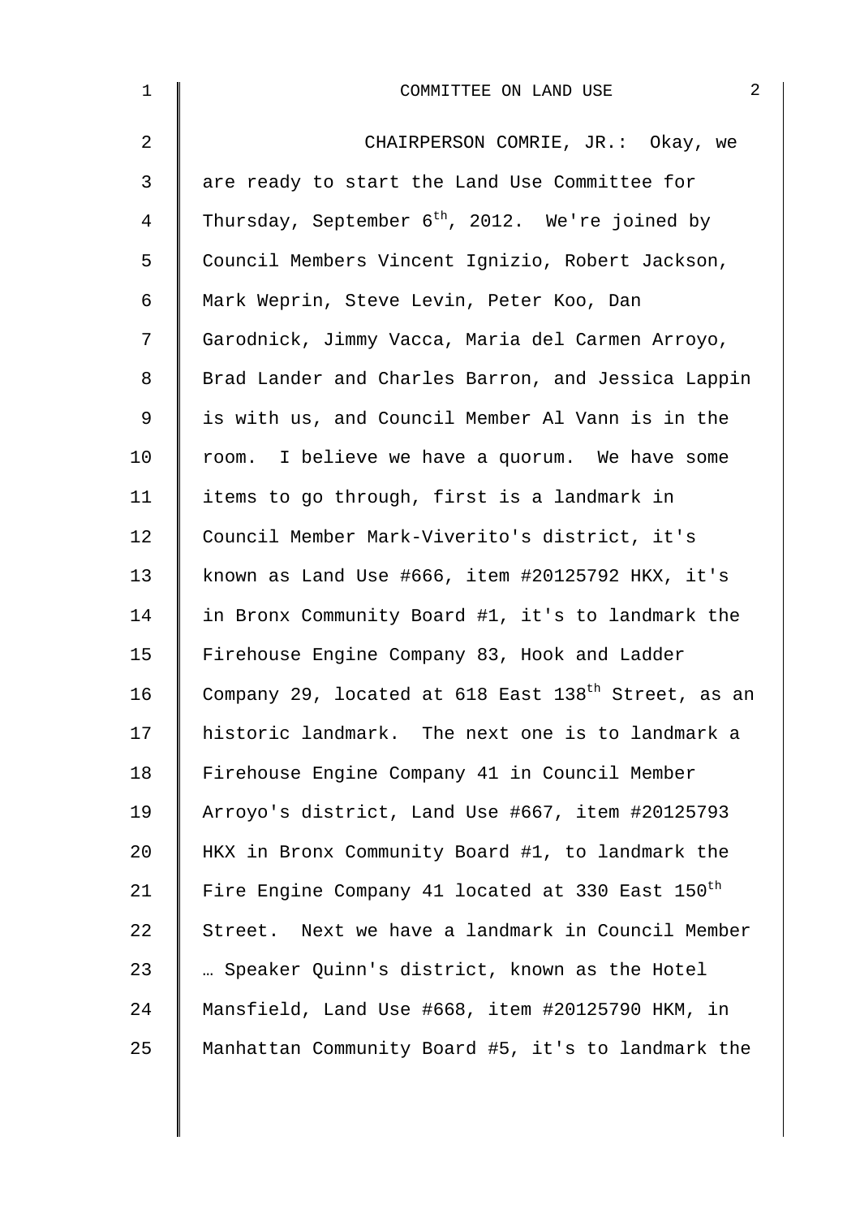CHAIRPERSON COMRIE, JR.: Okay, we are ready to start the Land Use Committee for Thursday, September 6th, 2012. We're joined by Council Members Vincent Ignizio, Robert Jackson, Mark Weprin, Steve Levin, Peter Koo, Dan Garodnick, Jimmy Vacca, Maria del Carmen Arroyo, Brad Lander and Charles Barron, and Jessica Lappin is with us, and Council Member Al Vann is in the room. I believe we have a quorum. We have some items to go through, first is a landmark in Council Member Mark-Viverito's district, it's known as Land Use #666, item #20125792 HKX, it's in Bronx Community Board #1, it's to landmark the Firehouse Engine Company 83, Hook and Ladder Company 29, located at 618 East 138th Street, as an historic landmark. The next one is to landmark a Firehouse Engine Company 41 in Council Member Arroyo's district, Land Use #667, item #20125793 HKX in Bronx Community Board #1, to landmark the Fire Engine Company 41 located at 330 East 150th Street. Next we have a landmark in Council Member … Speaker Quinn's district, known as the Hotel Mansfield, Land Use #668, item #20125790 HKM, in Manhattan Community Board #5, it's to landmark the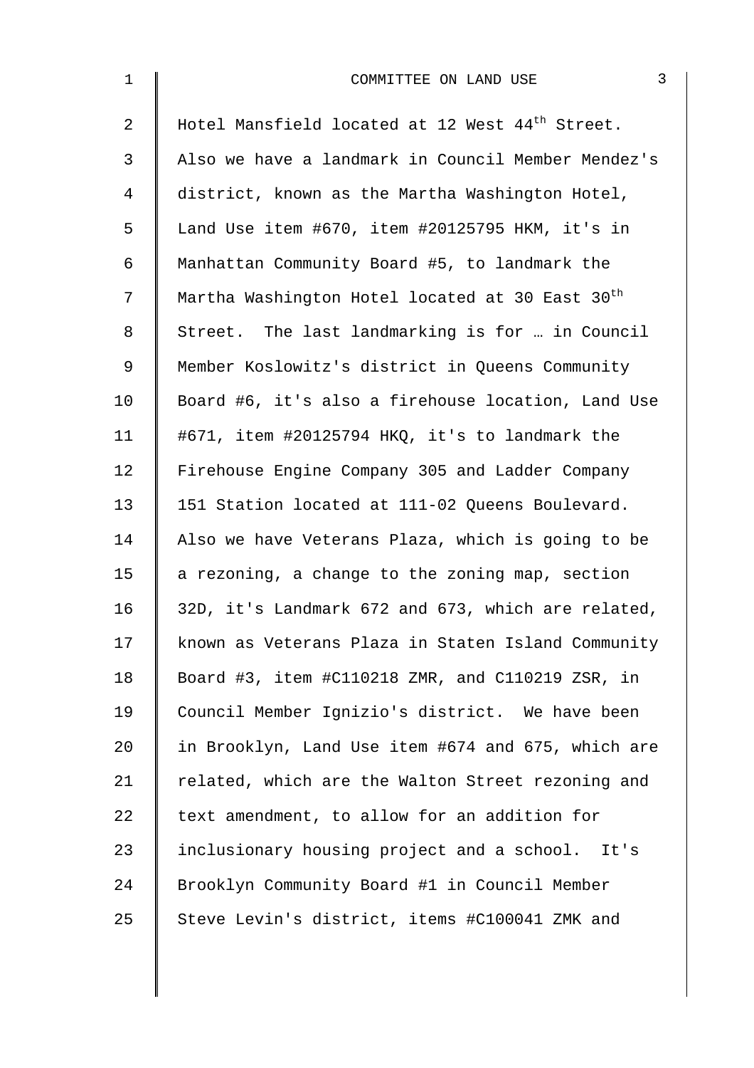Hotel Mansfield located at 12 West 44th Street. Also we have a landmark in Council Member Mendez's district, known as the Martha Washington Hotel, Land Use item #670, item #20125795 HKM, it's in Manhattan Community Board #5, to landmark the Martha Washington Hotel located at 30 East 30th Street. The last landmarking is for … in Council Member Koslowitz's district in Queens Community Board #6, it's also a firehouse location, Land Use #671, item #20125794 HKQ, it's to landmark the Firehouse Engine Company 305 and Ladder Company 151 Station located at 111-02 Queens Boulevard. Also we have Veterans Plaza, which is going to be a rezoning, a change to the zoning map, section 32D, it's Landmark 672 and 673, which are related, known as Veterans Plaza in Staten Island Community Board #3, item #C110218 ZMR, and C110219 ZSR, in Council Member Ignizio's district. We have been in Brooklyn, Land Use item #674 and 675, which are related, which are the Walton Street rezoning and text amendment, to allow for an addition for inclusionary housing project and a school. It's Brooklyn Community Board #1 in Council Member Steve Levin's district, items #C100041 ZMK and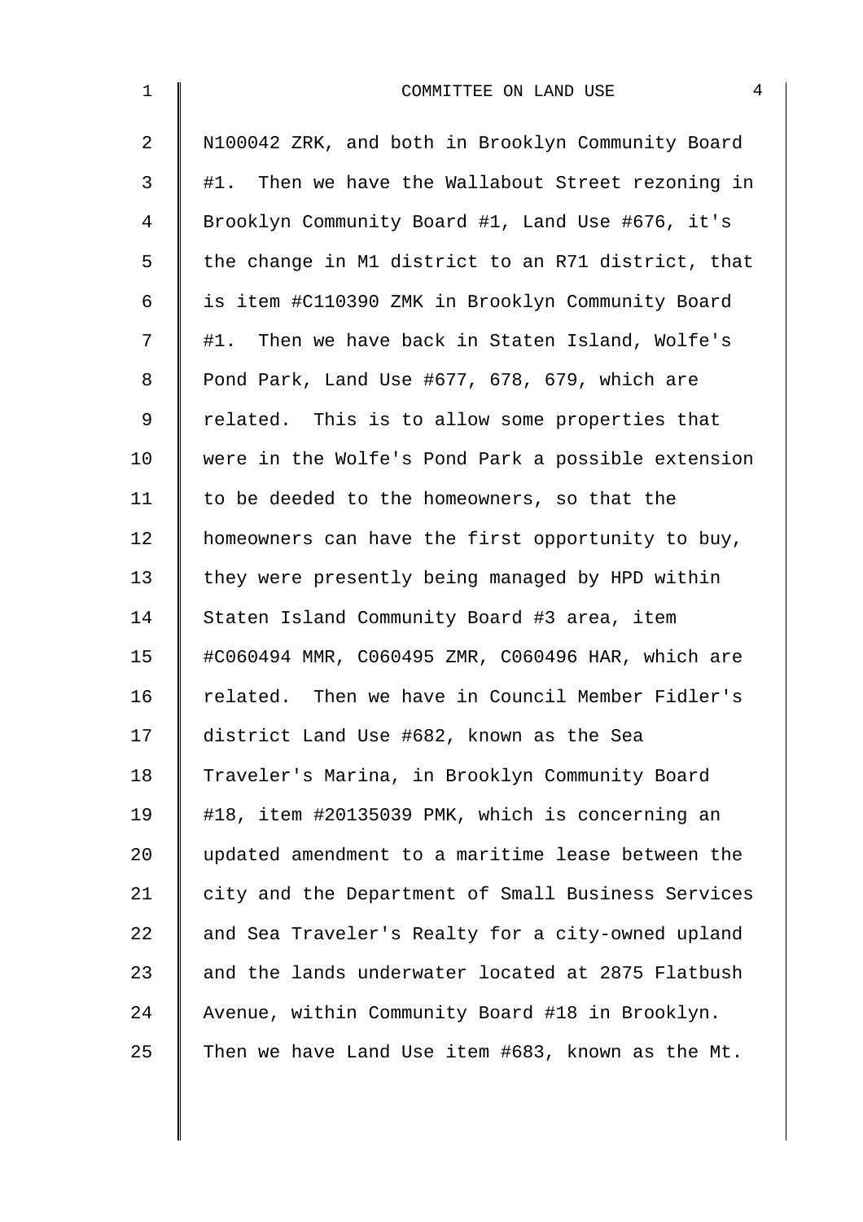N100042 ZRK, and both in Brooklyn Community Board #1. Then we have the Wallabout Street rezoning in Brooklyn Community Board #1, Land Use #676, it's the change in M1 district to an R71 district, that is item #C110390 ZMK in Brooklyn Community Board #1. Then we have back in Staten Island, Wolfe's Pond Park, Land Use #677, 678, 679, which are related. This is to allow some properties that were in the Wolfe's Pond Park a possible extension to be deeded to the homeowners, so that the homeowners can have the first opportunity to buy, they were presently being managed by HPD within Staten Island Community Board #3 area, item #C060494 MMR, C060495 ZMR, C060496 HAR, which are related. Then we have in Council Member Fidler's district Land Use #682, known as the Sea Traveler's Marina, in Brooklyn Community Board #18, item #20135039 PMK, which is concerning an updated amendment to a maritime lease between the city and the Department of Small Business Services and Sea Traveler's Realty for a city-owned upland and the lands underwater located at 2875 Flatbush Avenue, within Community Board #18 in Brooklyn. Then we have Land Use item #683, known as the Mt.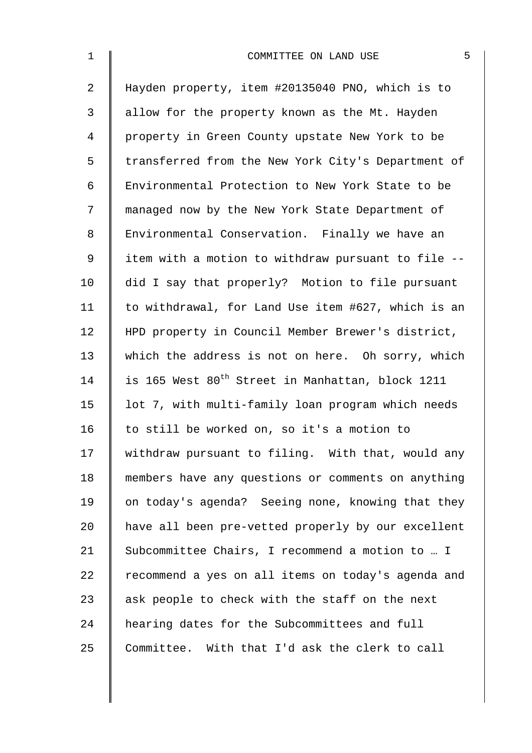Hayden property, item #20135040 PNO, which is to allow for the property known as the Mt. Hayden property in Green County upstate New York to be transferred from the New York City's Department of Environmental Protection to New York State to be managed now by the New York State Department of Environmental Conservation. Finally we have an item with a motion to withdraw pursuant to file -- did I say that properly? Motion to file pursuant to withdrawal, for Land Use item #627, which is an HPD property in Council Member Brewer's district, which the address is not on here. Oh sorry, which is 165 West 80th Street in Manhattan, block 1211 lot 7, with multi-family loan program which needs to still be worked on, so it's a motion to withdraw pursuant to filing. With that, would any members have any questions or comments on anything on today's agenda? Seeing none, knowing that they have all been pre-vetted properly by our excellent Subcommittee Chairs, I recommend a motion to … I recommend a yes on all items on today's agenda and ask people to check with the staff on the next hearing dates for the Subcommittees and full Committee. With that I'd ask the clerk to call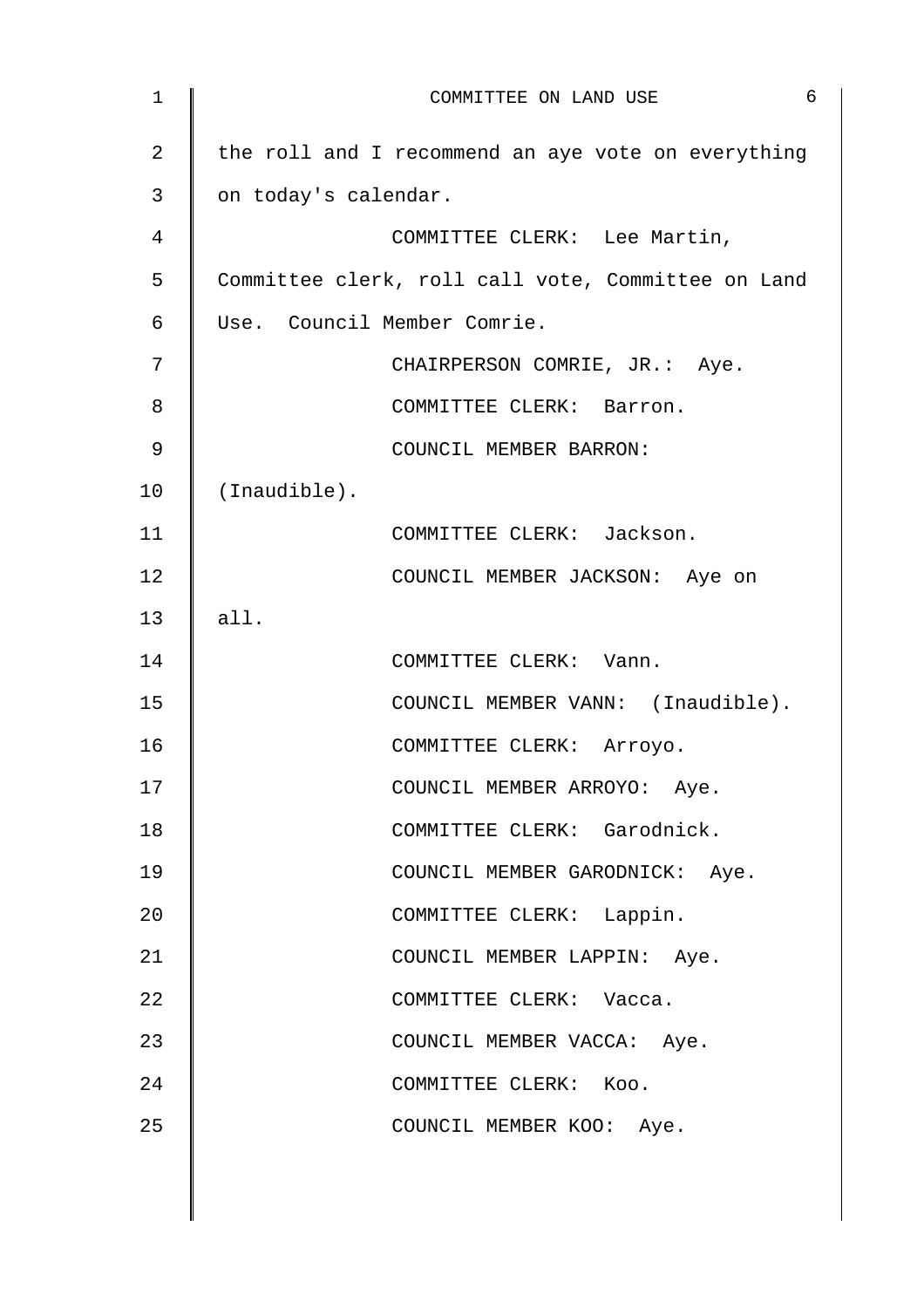the roll and I recommend an aye vote on everything on today's calendar.

COMMITTEE CLERK: Lee Martin, Committee clerk, roll call vote, Committee on Land Use. Council Member Comrie.

CHAIRPERSON COMRIE, JR.: Aye.

COMMITTEE CLERK: Barron.

COUNCIL MEMBER BARRON: (Inaudible).

COMMITTEE CLERK: Jackson.

COUNCIL MEMBER JACKSON: Aye on all.

COMMITTEE CLERK: Vann.

COUNCIL MEMBER VANN: (Inaudible).

COMMITTEE CLERK: Arroyo.

COUNCIL MEMBER ARROYO: Aye.

COMMITTEE CLERK: Garodnick.

COUNCIL MEMBER GARODNICK: Aye.

COMMITTEE CLERK: Lappin.

COUNCIL MEMBER LAPPIN: Aye.

COMMITTEE CLERK: Vacca.

COUNCIL MEMBER VACCA: Aye.

COMMITTEE CLERK: Koo.

COUNCIL MEMBER KOO: Aye.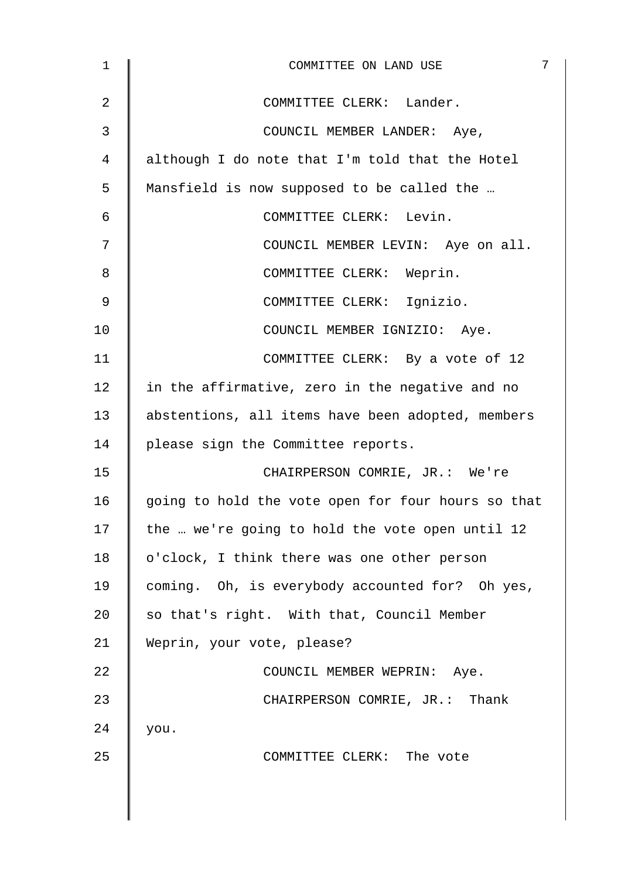COMMITTEE CLERK: Lander.

COUNCIL MEMBER LANDER: Aye, although I do note that I'm told that the Hotel Mansfield is now supposed to be called the …

COMMITTEE CLERK: Levin.

COUNCIL MEMBER LEVIN: Aye on all.

COMMITTEE CLERK: Weprin.

COMMITTEE CLERK: Ignizio.

COUNCIL MEMBER IGNIZIO: Aye.

COMMITTEE CLERK: By a vote of 12 in the affirmative, zero in the negative and no abstentions, all items have been adopted, members please sign the Committee reports.

CHAIRPERSON COMRIE, JR.: We're going to hold the vote open for four hours so that the … we're going to hold the vote open until 12 o'clock, I think there was one other person coming. Oh, is everybody accounted for? Oh yes, so that's right. With that, Council Member Weprin, your vote, please?

COUNCIL MEMBER WEPRIN: Aye.

CHAIRPERSON COMRIE, JR.: Thank you.

COMMITTEE CLERK: The vote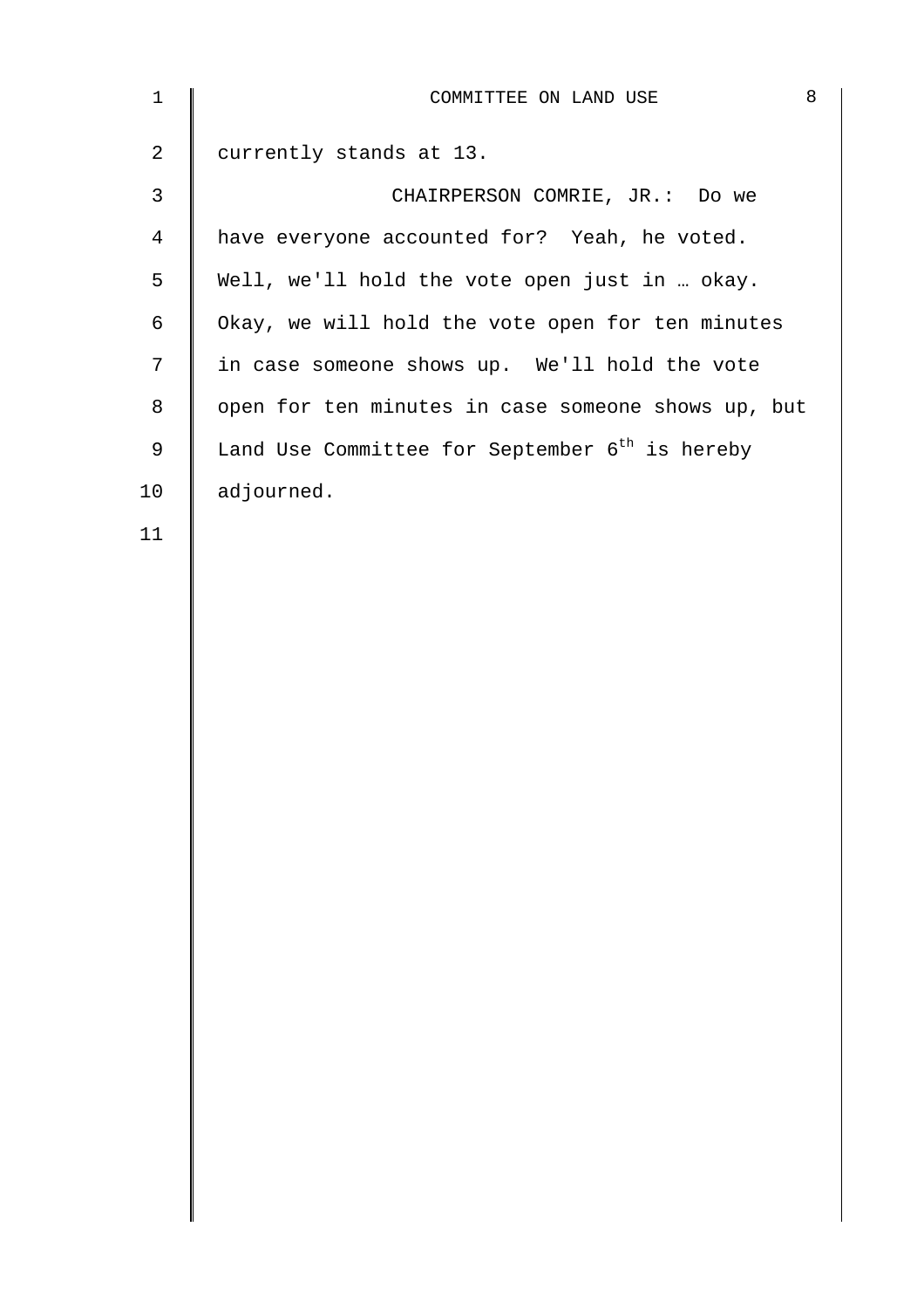currently stands at 13.

CHAIRPERSON COMRIE, JR.: Do we have everyone accounted for? Yeah, he voted. Well, we'll hold the vote open just in … okay. Okay, we will hold the vote open for ten minutes in case someone shows up. We'll hold the vote open for ten minutes in case someone shows up, but Land Use Committee for September 6th is hereby adjourned.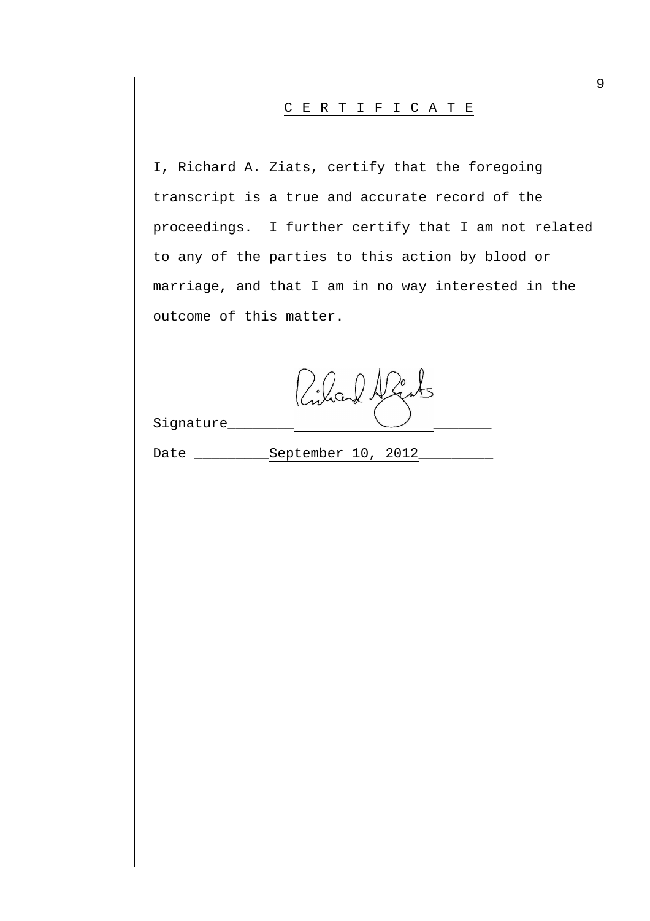# C E R T I F I C A T E

I, Richard A. Ziats, certify that the foregoing transcript is a true and accurate record of the proceedings. I further certify that I am not related to any of the parties to this action by blood or marriage, and that I am in no way interested in the outcome of this matter.

Signature_________________________________

Date _________September 10, 2012_________